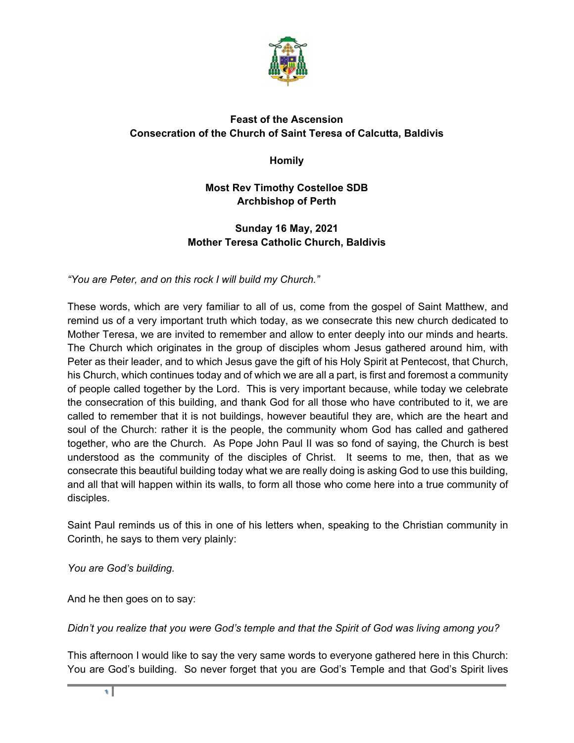**Feast of the Ascension**
**Consecration of the Church of Saint Teresa of Calcutta, Baldivis**

**Homily**

**Most Rev Timothy Costelloe SDB**
**Archbishop of Perth**

**Sunday 16 May, 2021**
**Mother Teresa Catholic Church, Baldivis**

*"You are Peter, and on this rock I will build my Church."*

These words, which are very familiar to all of us, come from the gospel of Saint Matthew, and remind us of a very important truth which today, as we consecrate this new church dedicated to Mother Teresa, we are invited to remember and allow to enter deeply into our minds and hearts. The Church which originates in the group of disciples whom Jesus gathered around him, with Peter as their leader, and to which Jesus gave the gift of his Holy Spirit at Pentecost, that Church, his Church, which continues today and of which we are all a part, is first and foremost a community of people called together by the Lord. This is very important because, while today we celebrate the consecration of this building, and thank God for all those who have contributed to it, we are called to remember that it is not buildings, however beautiful they are, which are the heart and soul of the Church: rather it is the people, the community whom God has called and gathered together, who are the Church. As Pope John Paul II was so fond of saying, the Church is best understood as the community of the disciples of Christ. It seems to me, then, that as we consecrate this beautiful building today what we are really doing is asking God to use this building, and all that will happen within its walls, to form all those who come here into a true community of disciples.

Saint Paul reminds us of this in one of his letters when, speaking to the Christian community in Corinth, he says to them very plainly:

*You are God's building.*

And he then goes on to say:

*Didn't you realize that you were God's temple and that the Spirit of God was living among you?*

This afternoon I would like to say the very same words to everyone gathered here in this Church: You are God's building. So never forget that you are God's Temple and that God's Spirit lives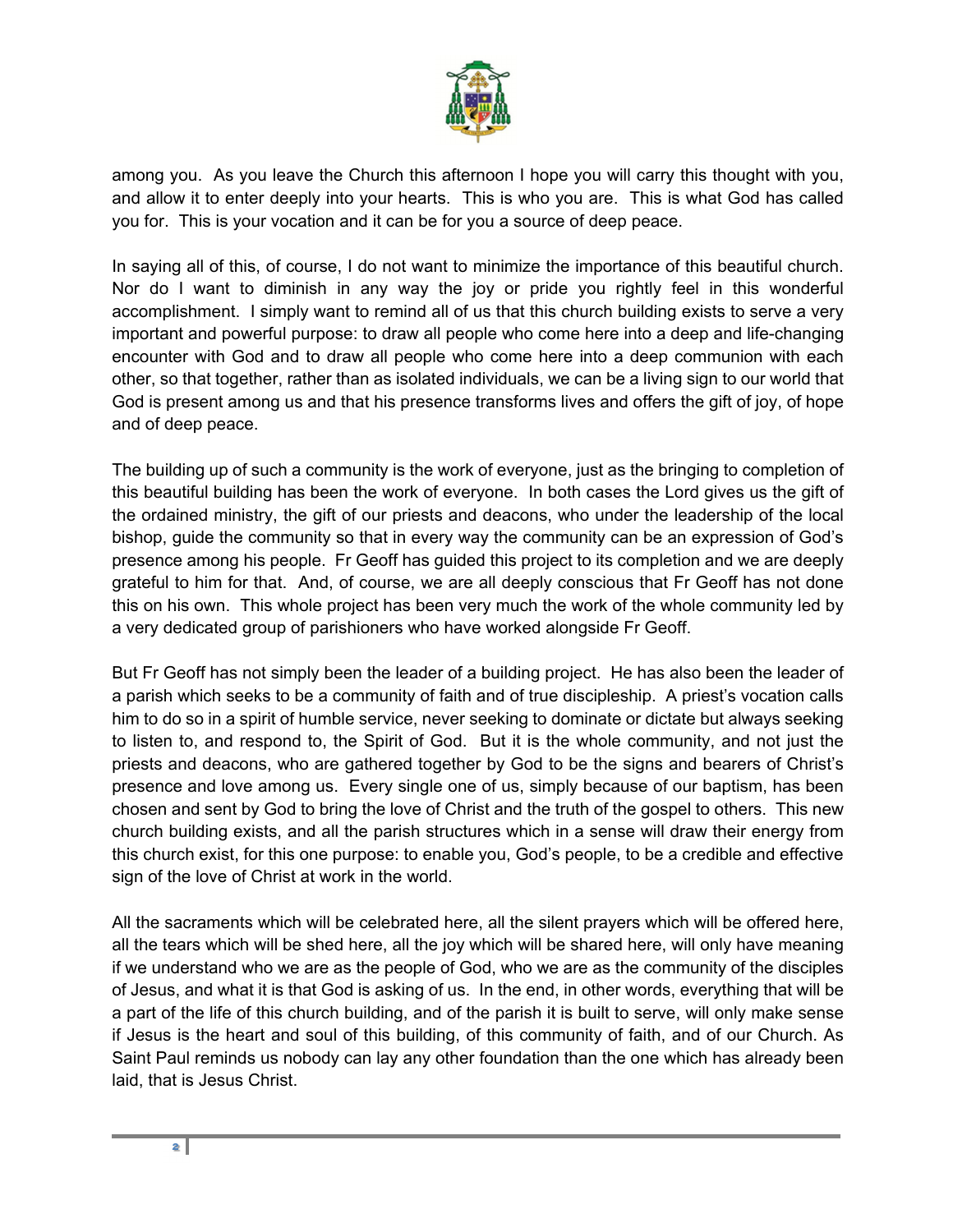among you. As you leave the Church this afternoon I hope you will carry this thought with you, and allow it to enter deeply into your hearts. This is who you are. This is what God has called you for. This is your vocation and it can be for you a source of deep peace.

In saying all of this, of course, I do not want to minimize the importance of this beautiful church. Nor do I want to diminish in any way the joy or pride you rightly feel in this wonderful accomplishment. I simply want to remind all of us that this church building exists to serve a very important and powerful purpose: to draw all people who come here into a deep and life-changing encounter with God and to draw all people who come here into a deep communion with each other, so that together, rather than as isolated individuals, we can be a living sign to our world that God is present among us and that his presence transforms lives and offers the gift of joy, of hope and of deep peace.

The building up of such a community is the work of everyone, just as the bringing to completion of this beautiful building has been the work of everyone. In both cases the Lord gives us the gift of the ordained ministry, the gift of our priests and deacons, who under the leadership of the local bishop, guide the community so that in every way the community can be an expression of God's presence among his people. Fr Geoff has guided this project to its completion and we are deeply grateful to him for that. And, of course, we are all deeply conscious that Fr Geoff has not done this on his own. This whole project has been very much the work of the whole community led by a very dedicated group of parishioners who have worked alongside Fr Geoff.

But Fr Geoff has not simply been the leader of a building project. He has also been the leader of a parish which seeks to be a community of faith and of true discipleship. A priest's vocation calls him to do so in a spirit of humble service, never seeking to dominate or dictate but always seeking to listen to, and respond to, the Spirit of God. But it is the whole community, and not just the priests and deacons, who are gathered together by God to be the signs and bearers of Christ's presence and love among us. Every single one of us, simply because of our baptism, has been chosen and sent by God to bring the love of Christ and the truth of the gospel to others. This new church building exists, and all the parish structures which in a sense will draw their energy from this church exist, for this one purpose: to enable you, God's people, to be a credible and effective sign of the love of Christ at work in the world.

All the sacraments which will be celebrated here, all the silent prayers which will be offered here, all the tears which will be shed here, all the joy which will be shared here, will only have meaning if we understand who we are as the people of God, who we are as the community of the disciples of Jesus, and what it is that God is asking of us. In the end, in other words, everything that will be a part of the life of this church building, and of the parish it is built to serve, will only make sense if Jesus is the heart and soul of this building, of this community of faith, and of our Church. As Saint Paul reminds us nobody can lay any other foundation than the one which has already been laid, that is Jesus Christ.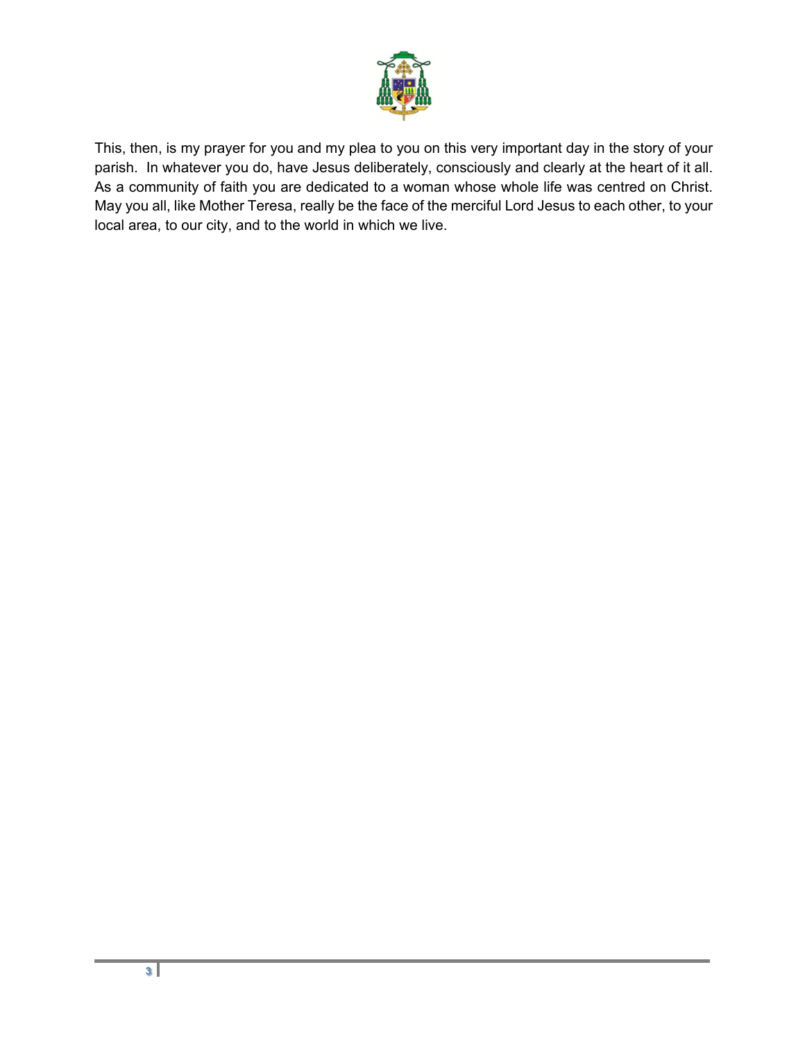This, then, is my prayer for you and my plea to you on this very important day in the story of your parish. In whatever you do, have Jesus deliberately, consciously and clearly at the heart of it all. As a community of faith you are dedicated to a woman whose whole life was centred on Christ. May you all, like Mother Teresa, really be the face of the merciful Lord Jesus to each other, to your local area, to our city, and to the world in which we live.